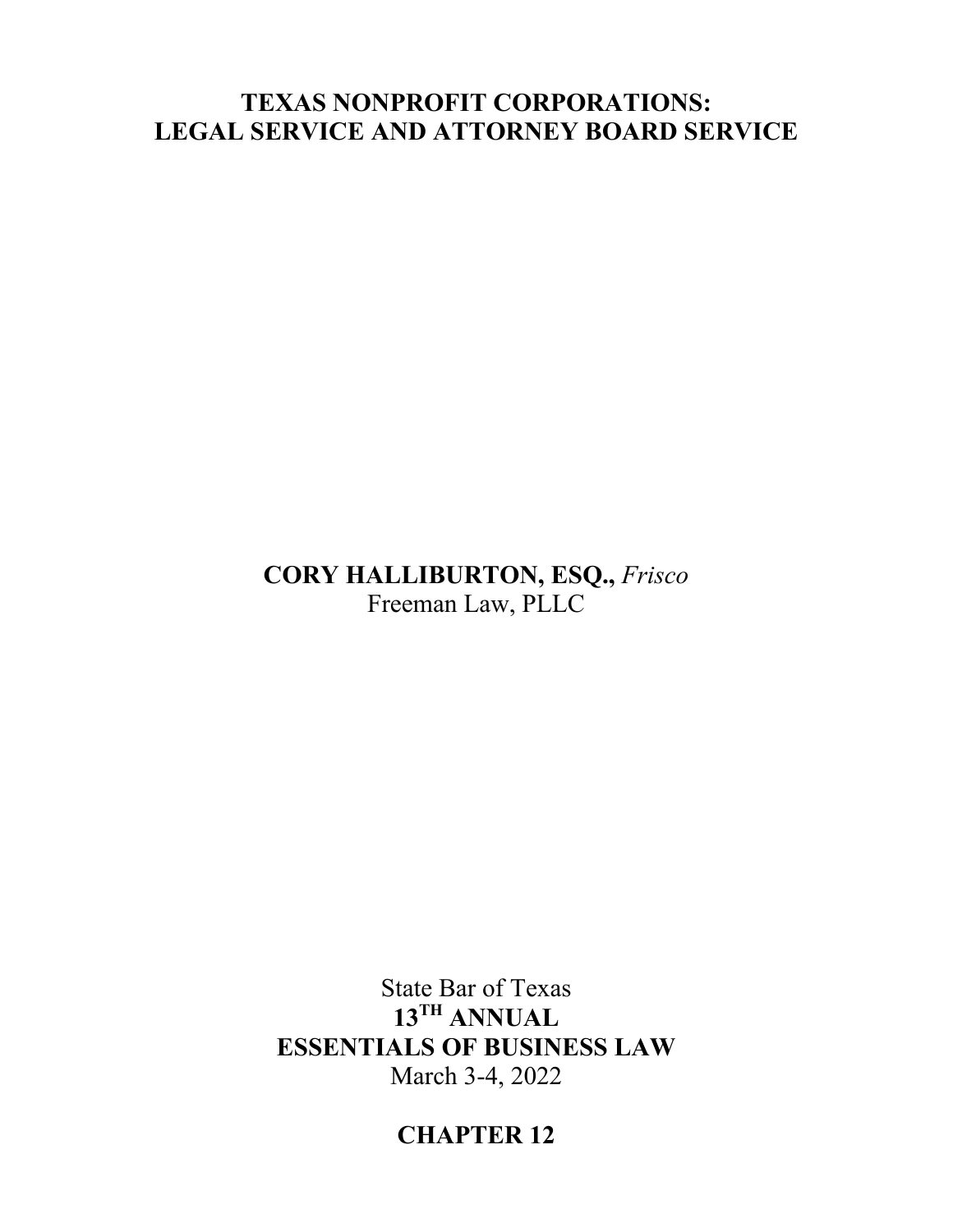# TEXAS NONPROFIT CORPORATIONS:
# LEGAL SERVICE AND ATTORNEY BOARD SERVICE

**CORY HALLIBURTON, ESQ.,** *Frisco*
Freeman Law, PLLC

State Bar of Texas
**13TH ANNUAL**
**ESSENTIALS OF BUSINESS LAW**
March 3-4, 2022

**CHAPTER 12**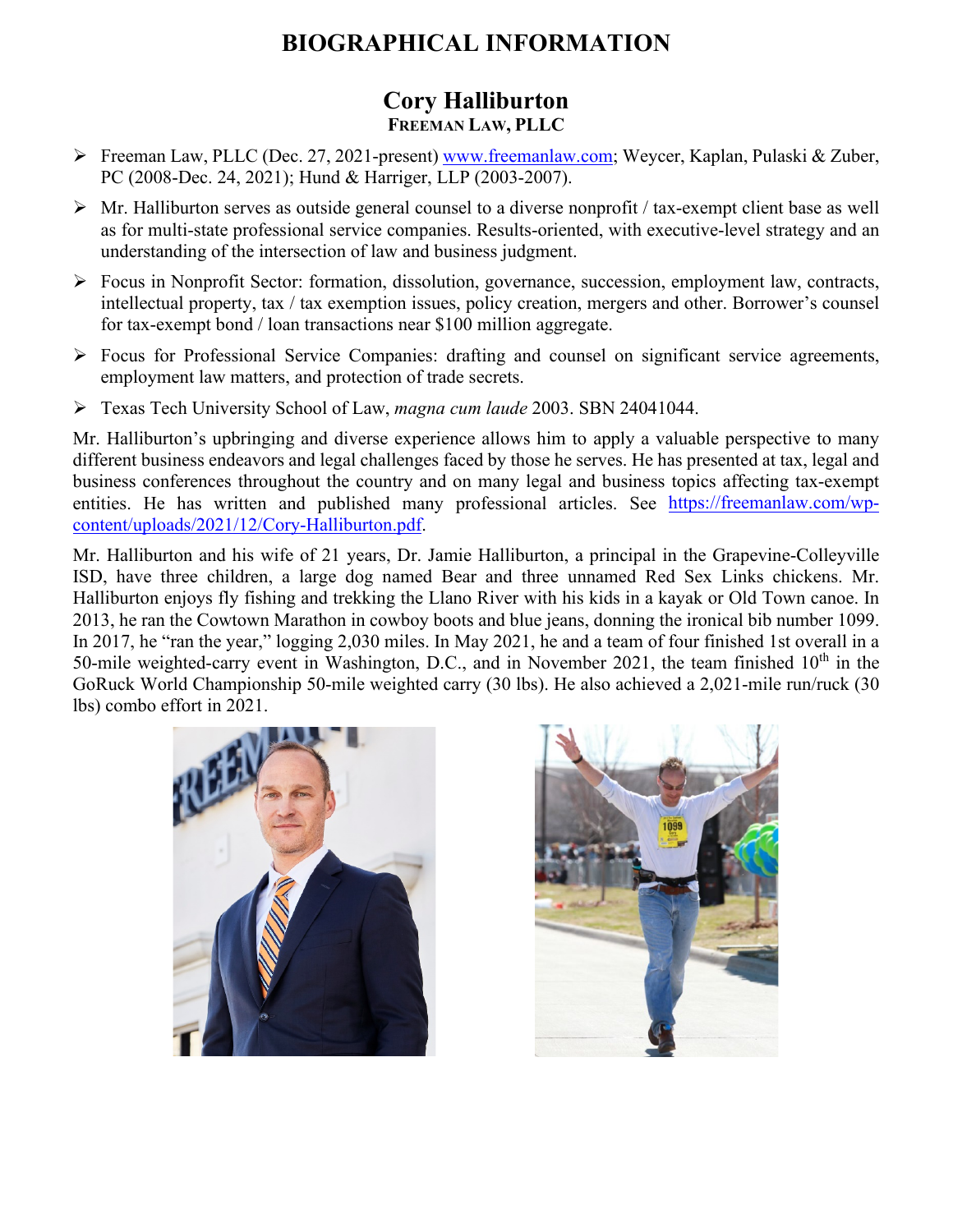# BIOGRAPHICAL INFORMATION

## Cory Halliburton

**FREEMAN LAW, PLLC**

- Freeman Law, PLLC (Dec. 27, 2021-present) www.freemanlaw.com; Weycer, Kaplan, Pulaski & Zuber, PC (2008-Dec. 24, 2021); Hund & Harriger, LLP (2003-2007).
- Mr. Halliburton serves as outside general counsel to a diverse nonprofit / tax-exempt client base as well as for multi-state professional service companies. Results-oriented, with executive-level strategy and an understanding of the intersection of law and business judgment.
- Focus in Nonprofit Sector: formation, dissolution, governance, succession, employment law, contracts, intellectual property, tax / tax exemption issues, policy creation, mergers and other. Borrower's counsel for tax-exempt bond / loan transactions near $100 million aggregate.
- Focus for Professional Service Companies: drafting and counsel on significant service agreements, employment law matters, and protection of trade secrets.
- Texas Tech University School of Law, *magna cum laude* 2003. SBN 24041044.

Mr. Halliburton's upbringing and diverse experience allows him to apply a valuable perspective to many different business endeavors and legal challenges faced by those he serves. He has presented at tax, legal and business conferences throughout the country and on many legal and business topics affecting tax-exempt entities. He has written and published many professional articles. See https://freemanlaw.com/wp-content/uploads/2021/12/Cory-Halliburton.pdf.

Mr. Halliburton and his wife of 21 years, Dr. Jamie Halliburton, a principal in the Grapevine-Colleyville ISD, have three children, a large dog named Bear and three unnamed Red Sex Links chickens. Mr. Halliburton enjoys fly fishing and trekking the Llano River with his kids in a kayak or Old Town canoe. In 2013, he ran the Cowtown Marathon in cowboy boots and blue jeans, donning the ironical bib number 1099. In 2017, he "ran the year," logging 2,030 miles. In May 2021, he and a team of four finished 1st overall in a 50-mile weighted-carry event in Washington, D.C., and in November 2021, the team finished 10th in the GoRuck World Championship 50-mile weighted carry (30 lbs). He also achieved a 2,021-mile run/ruck (30 lbs) combo effort in 2021.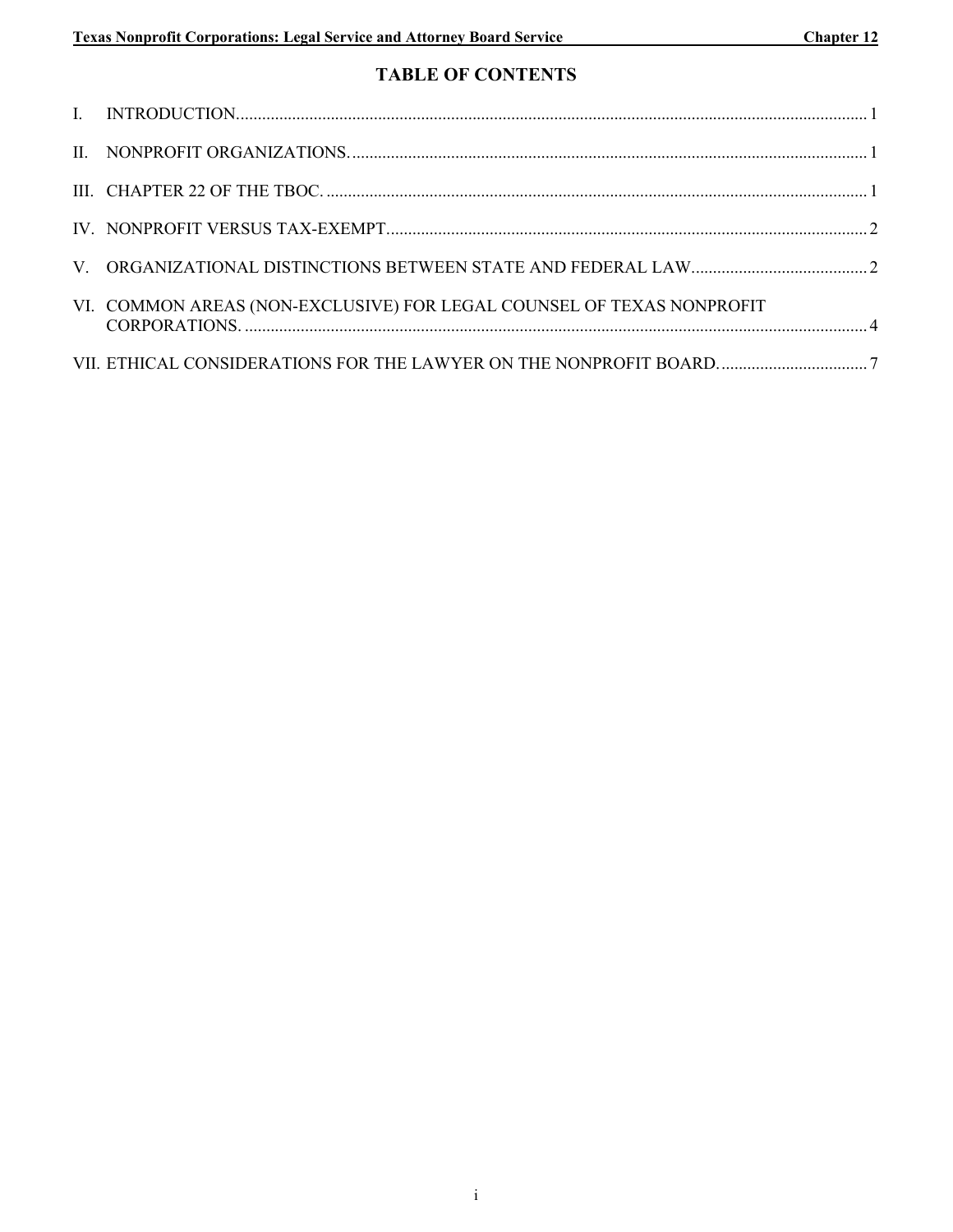# TABLE OF CONTENTS

I. INTRODUCTION ........ 1

II. NONPROFIT ORGANIZATIONS ........ 1

III. CHAPTER 22 OF THE TBOC ........ 1

IV. NONPROFIT VERSUS TAX-EXEMPT ........ 2

V. ORGANIZATIONAL DISTINCTIONS BETWEEN STATE AND FEDERAL LAW ........ 2

VI. COMMON AREAS (NON-EXCLUSIVE) FOR LEGAL COUNSEL OF TEXAS NONPROFIT CORPORATIONS ........ 4

VII. ETHICAL CONSIDERATIONS FOR THE LAWYER ON THE NONPROFIT BOARD ........ 7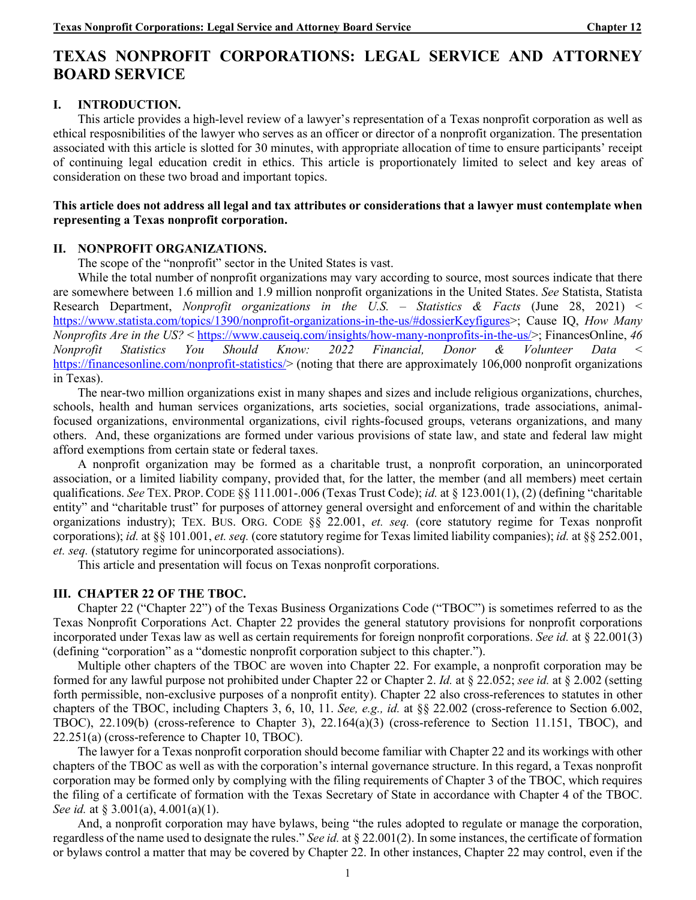# TEXAS NONPROFIT CORPORATIONS: LEGAL SERVICE AND ATTORNEY BOARD SERVICE

## I. INTRODUCTION.

This article provides a high-level review of a lawyer's representation of a Texas nonprofit corporation as well as ethical resposnibilities of the lawyer who serves as an officer or director of a nonprofit organization. The presentation associated with this article is slotted for 30 minutes, with appropriate allocation of time to ensure participants' receipt of continuing legal education credit in ethics. This article is proportionately limited to select and key areas of consideration on these two broad and important topics.

**This article does not address all legal and tax attributes or considerations that a lawyer must contemplate when representing a Texas nonprofit corporation.**

## II. NONPROFIT ORGANIZATIONS.

The scope of the "nonprofit" sector in the United States is vast.

While the total number of nonprofit organizations may vary according to source, most sources indicate that there are somewhere between 1.6 million and 1.9 million nonprofit organizations in the United States. *See* Statista, Statista Research Department, *Nonprofit organizations in the U.S. – Statistics & Facts* (June 28, 2021) <https://www.statista.com/topics/1390/nonprofit-organizations-in-the-us/#dossierKeyfigures>; Cause IQ, *How Many Nonprofits Are in the US?* <https://www.causeiq.com/insights/how-many-nonprofits-in-the-us/>; FinancesOnline, *46 Nonprofit Statistics You Should Know: 2022 Financial, Donor & Volunteer Data* <https://financesonline.com/nonprofit-statistics/> (noting that there are approximately 106,000 nonprofit organizations in Texas).

The near-two million organizations exist in many shapes and sizes and include religious organizations, churches, schools, health and human services organizations, arts societies, social organizations, trade associations, animal-focused organizations, environmental organizations, civil rights-focused groups, veterans organizations, and many others. And, these organizations are formed under various provisions of state law, and state and federal law might afford exemptions from certain state or federal taxes.

A nonprofit organization may be formed as a charitable trust, a nonprofit corporation, an unincorporated association, or a limited liability company, provided that, for the latter, the member (and all members) meet certain qualifications. *See* TEX. PROP. CODE §§ 111.001-.006 (Texas Trust Code); *id.* at § 123.001(1), (2) (defining "charitable entity" and "charitable trust" for purposes of attorney general oversight and enforcement of and within the charitable organizations industry); TEX. BUS. ORG. CODE §§ 22.001, *et. seq.* (core statutory regime for Texas nonprofit corporations); *id.* at §§ 101.001, *et. seq.* (core statutory regime for Texas limited liability companies); *id.* at §§ 252.001, *et. seq.* (statutory regime for unincorporated associations).

This article and presentation will focus on Texas nonprofit corporations.

## III. CHAPTER 22 OF THE TBOC.

Chapter 22 ("Chapter 22") of the Texas Business Organizations Code ("TBOC") is sometimes referred to as the Texas Nonprofit Corporations Act. Chapter 22 provides the general statutory provisions for nonprofit corporations incorporated under Texas law as well as certain requirements for foreign nonprofit corporations. *See id.* at § 22.001(3) (defining "corporation" as a "domestic nonprofit corporation subject to this chapter.").

Multiple other chapters of the TBOC are woven into Chapter 22. For example, a nonprofit corporation may be formed for any lawful purpose not prohibited under Chapter 22 or Chapter 2. *Id.* at § 22.052; *see id.* at § 2.002 (setting forth permissible, non-exclusive purposes of a nonprofit entity). Chapter 22 also cross-references to statutes in other chapters of the TBOC, including Chapters 3, 6, 10, 11. *See, e.g., id.* at §§ 22.002 (cross-reference to Section 6.002, TBOC), 22.109(b) (cross-reference to Chapter 3), 22.164(a)(3) (cross-reference to Section 11.151, TBOC), and 22.251(a) (cross-reference to Chapter 10, TBOC).

The lawyer for a Texas nonprofit corporation should become familiar with Chapter 22 and its workings with other chapters of the TBOC as well as with the corporation's internal governance structure. In this regard, a Texas nonprofit corporation may be formed only by complying with the filing requirements of Chapter 3 of the TBOC, which requires the filing of a certificate of formation with the Texas Secretary of State in accordance with Chapter 4 of the TBOC. *See id.* at § 3.001(a), 4.001(a)(1).

And, a nonprofit corporation may have bylaws, being "the rules adopted to regulate or manage the corporation, regardless of the name used to designate the rules." *See id.* at § 22.001(2). In some instances, the certificate of formation or bylaws control a matter that may be covered by Chapter 22. In other instances, Chapter 22 may control, even if the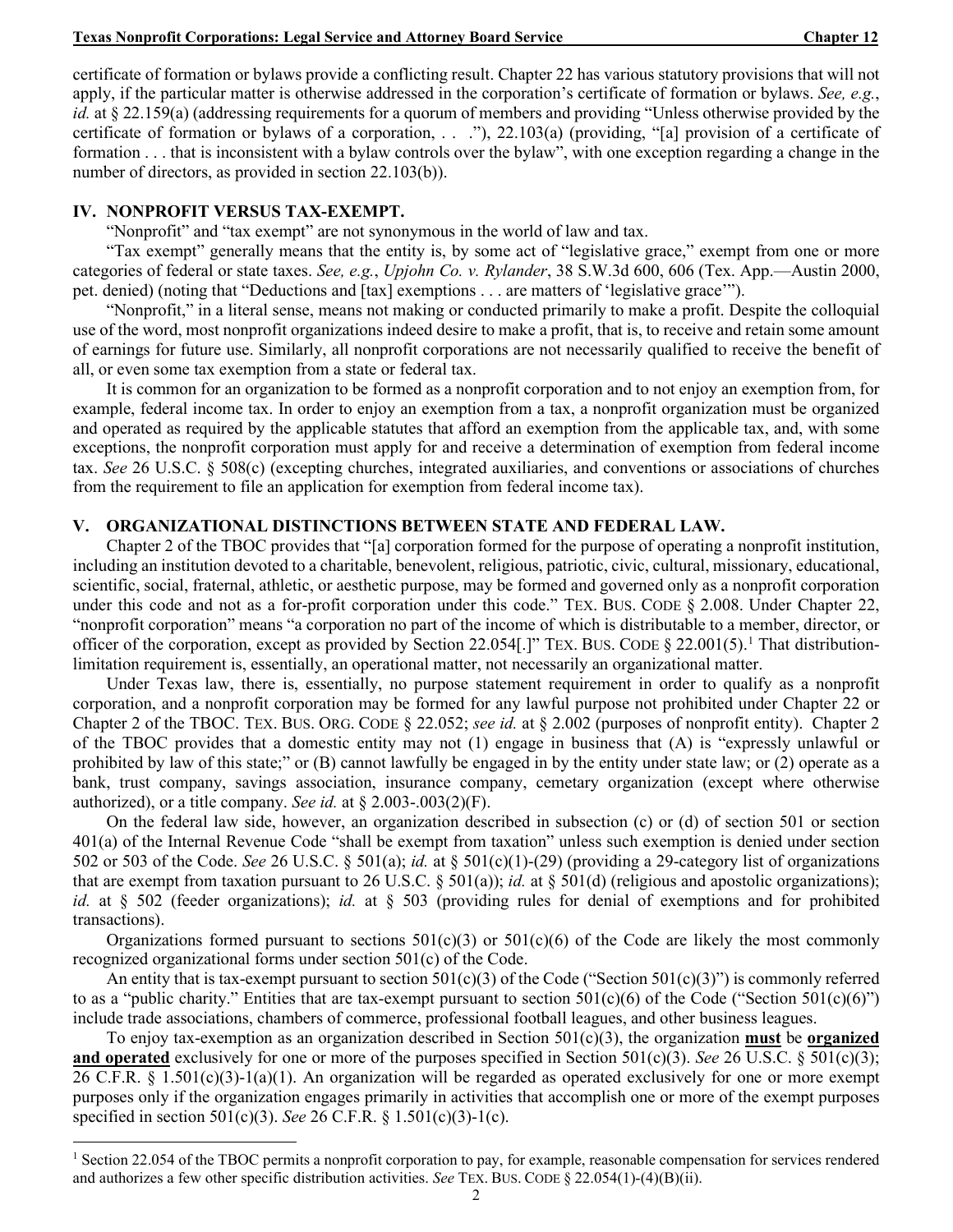certificate of formation or bylaws provide a conflicting result. Chapter 22 has various statutory provisions that will not apply, if the particular matter is otherwise addressed in the corporation's certificate of formation or bylaws. *See, e.g.*, *id.* at § 22.159(a) (addressing requirements for a quorum of members and providing "Unless otherwise provided by the certificate of formation or bylaws of a corporation, . . ."), 22.103(a) (providing, "[a] provision of a certificate of formation . . . that is inconsistent with a bylaw controls over the bylaw", with one exception regarding a change in the number of directors, as provided in section 22.103(b)).

## IV. NONPROFIT VERSUS TAX-EXEMPT.

"Nonprofit" and "tax exempt" are not synonymous in the world of law and tax.

"Tax exempt" generally means that the entity is, by some act of "legislative grace," exempt from one or more categories of federal or state taxes. *See, e.g.*, *Upjohn Co. v. Rylander*, 38 S.W.3d 600, 606 (Tex. App.—Austin 2000, pet. denied) (noting that "Deductions and [tax] exemptions . . . are matters of 'legislative grace'").

"Nonprofit," in a literal sense, means not making or conducted primarily to make a profit. Despite the colloquial use of the word, most nonprofit organizations indeed desire to make a profit, that is, to receive and retain some amount of earnings for future use. Similarly, all nonprofit corporations are not necessarily qualified to receive the benefit of all, or even some tax exemption from a state or federal tax.

It is common for an organization to be formed as a nonprofit corporation and to not enjoy an exemption from, for example, federal income tax. In order to enjoy an exemption from a tax, a nonprofit organization must be organized and operated as required by the applicable statutes that afford an exemption from the applicable tax, and, with some exceptions, the nonprofit corporation must apply for and receive a determination of exemption from federal income tax. *See* 26 U.S.C. § 508(c) (excepting churches, integrated auxiliaries, and conventions or associations of churches from the requirement to file an application for exemption from federal income tax).

## V. ORGANIZATIONAL DISTINCTIONS BETWEEN STATE AND FEDERAL LAW.

Chapter 2 of the TBOC provides that "[a] corporation formed for the purpose of operating a nonprofit institution, including an institution devoted to a charitable, benevolent, religious, patriotic, civic, cultural, missionary, educational, scientific, social, fraternal, athletic, or aesthetic purpose, may be formed and governed only as a nonprofit corporation under this code and not as a for-profit corporation under this code." TEX. BUS. CODE § 2.008. Under Chapter 22, "nonprofit corporation" means "a corporation no part of the income of which is distributable to a member, director, or officer of the corporation, except as provided by Section 22.054[.]" TEX. BUS. CODE § 22.001(5).[1] That distribution-limitation requirement is, essentially, an operational matter, not necessarily an organizational matter.

Under Texas law, there is, essentially, no purpose statement requirement in order to qualify as a nonprofit corporation, and a nonprofit corporation may be formed for any lawful purpose not prohibited under Chapter 22 or Chapter 2 of the TBOC. TEX. BUS. ORG. CODE § 22.052; *see id.* at § 2.002 (purposes of nonprofit entity). Chapter 2 of the TBOC provides that a domestic entity may not (1) engage in business that (A) is "expressly unlawful or prohibited by law of this state;" or (B) cannot lawfully be engaged in by the entity under state law; or (2) operate as a bank, trust company, savings association, insurance company, cemetary organization (except where otherwise authorized), or a title company. *See id.* at § 2.003-.003(2)(F).

On the federal law side, however, an organization described in subsection (c) or (d) of section 501 or section 401(a) of the Internal Revenue Code "shall be exempt from taxation" unless such exemption is denied under section 502 or 503 of the Code. *See* 26 U.S.C. § 501(a); *id.* at § 501(c)(1)-(29) (providing a 29-category list of organizations that are exempt from taxation pursuant to 26 U.S.C. § 501(a)); *id.* at § 501(d) (religious and apostolic organizations); *id.* at § 502 (feeder organizations); *id.* at § 503 (providing rules for denial of exemptions and for prohibited transactions).

Organizations formed pursuant to sections 501(c)(3) or 501(c)(6) of the Code are likely the most commonly recognized organizational forms under section 501(c) of the Code.

An entity that is tax-exempt pursuant to section 501(c)(3) of the Code ("Section 501(c)(3)") is commonly referred to as a "public charity." Entities that are tax-exempt pursuant to section 501(c)(6) of the Code ("Section 501(c)(6)") include trade associations, chambers of commerce, professional football leagues, and other business leagues.

To enjoy tax-exemption as an organization described in Section 501(c)(3), the organization **must** be **organized and operated** exclusively for one or more of the purposes specified in Section 501(c)(3). *See* 26 U.S.C. § 501(c)(3); 26 C.F.R. § 1.501(c)(3)-1(a)(1). An organization will be regarded as operated exclusively for one or more exempt purposes only if the organization engages primarily in activities that accomplish one or more of the exempt purposes specified in section 501(c)(3). *See* 26 C.F.R. § 1.501(c)(3)-1(c).

---

[1] Section 22.054 of the TBOC permits a nonprofit corporation to pay, for example, reasonable compensation for services rendered and authorizes a few other specific distribution activities. *See* TEX. BUS. CODE § 22.054(1)-(4)(B)(ii).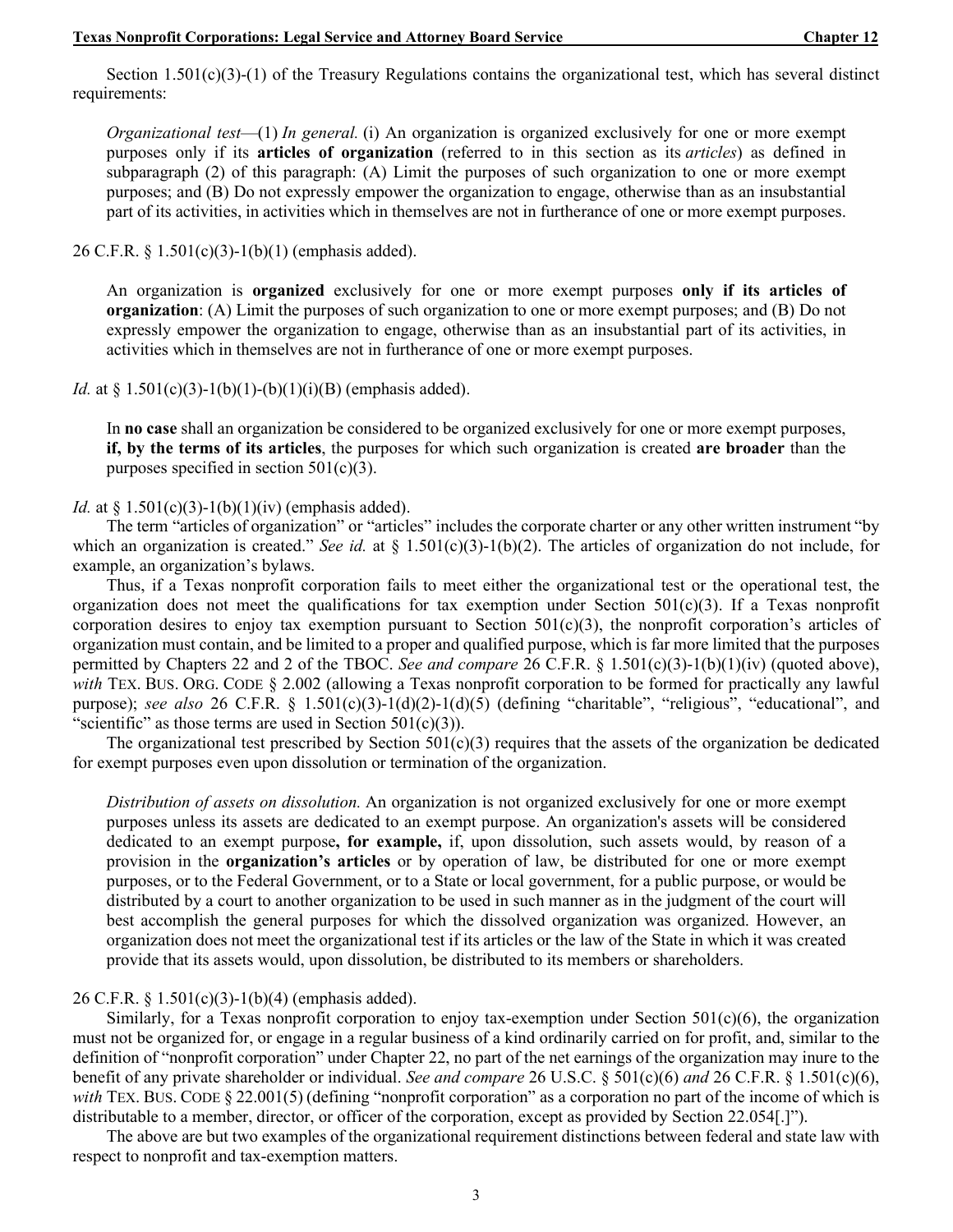Section 1.501(c)(3)-(1) of the Treasury Regulations contains the organizational test, which has several distinct requirements:

> *Organizational test*—(1) *In general.* (i) An organization is organized exclusively for one or more exempt purposes only if its **articles of organization** (referred to in this section as its *articles*) as defined in subparagraph (2) of this paragraph: (A) Limit the purposes of such organization to one or more exempt purposes; and (B) Do not expressly empower the organization to engage, otherwise than as an insubstantial part of its activities, in activities which in themselves are not in furtherance of one or more exempt purposes.

26 C.F.R. § 1.501(c)(3)-1(b)(1) (emphasis added).

> An organization is **organized** exclusively for one or more exempt purposes **only if its articles of organization**: (A) Limit the purposes of such organization to one or more exempt purposes; and (B) Do not expressly empower the organization to engage, otherwise than as an insubstantial part of its activities, in activities which in themselves are not in furtherance of one or more exempt purposes.

*Id.* at § 1.501(c)(3)-1(b)(1)-(b)(1)(i)(B) (emphasis added).

> In **no case** shall an organization be considered to be organized exclusively for one or more exempt purposes, **if, by the terms of its articles**, the purposes for which such organization is created **are broader** than the purposes specified in section 501(c)(3).

*Id.* at § 1.501(c)(3)-1(b)(1)(iv) (emphasis added).

The term "articles of organization" or "articles" includes the corporate charter or any other written instrument "by which an organization is created." *See id.* at § 1.501(c)(3)-1(b)(2). The articles of organization do not include, for example, an organization's bylaws.

Thus, if a Texas nonprofit corporation fails to meet either the organizational test or the operational test, the organization does not meet the qualifications for tax exemption under Section 501(c)(3). If a Texas nonprofit corporation desires to enjoy tax exemption pursuant to Section 501(c)(3), the nonprofit corporation's articles of organization must contain, and be limited to a proper and qualified purpose, which is far more limited that the purposes permitted by Chapters 22 and 2 of the TBOC. *See and compare* 26 C.F.R. § 1.501(c)(3)-1(b)(1)(iv) (quoted above), *with* TEX. BUS. ORG. CODE § 2.002 (allowing a Texas nonprofit corporation to be formed for practically any lawful purpose); *see also* 26 C.F.R. § 1.501(c)(3)-1(d)(2)-1(d)(5) (defining "charitable", "religious", "educational", and "scientific" as those terms are used in Section 501(c)(3)).

The organizational test prescribed by Section 501(c)(3) requires that the assets of the organization be dedicated for exempt purposes even upon dissolution or termination of the organization.

> *Distribution of assets on dissolution.* An organization is not organized exclusively for one or more exempt purposes unless its assets are dedicated to an exempt purpose. An organization's assets will be considered dedicated to an exempt purpose**, for example,** if, upon dissolution, such assets would, by reason of a provision in the **organization's articles** or by operation of law, be distributed for one or more exempt purposes, or to the Federal Government, or to a State or local government, for a public purpose, or would be distributed by a court to another organization to be used in such manner as in the judgment of the court will best accomplish the general purposes for which the dissolved organization was organized. However, an organization does not meet the organizational test if its articles or the law of the State in which it was created provide that its assets would, upon dissolution, be distributed to its members or shareholders.

26 C.F.R. § 1.501(c)(3)-1(b)(4) (emphasis added).

Similarly, for a Texas nonprofit corporation to enjoy tax-exemption under Section 501(c)(6), the organization must not be organized for, or engage in a regular business of a kind ordinarily carried on for profit, and, similar to the definition of "nonprofit corporation" under Chapter 22, no part of the net earnings of the organization may inure to the benefit of any private shareholder or individual. *See and compare* 26 U.S.C. § 501(c)(6) *and* 26 C.F.R. § 1.501(c)(6), *with* TEX. BUS. CODE § 22.001(5) (defining "nonprofit corporation" as a corporation no part of the income of which is distributable to a member, director, or officer of the corporation, except as provided by Section 22.054[.]").

The above are but two examples of the organizational requirement distinctions between federal and state law with respect to nonprofit and tax-exemption matters.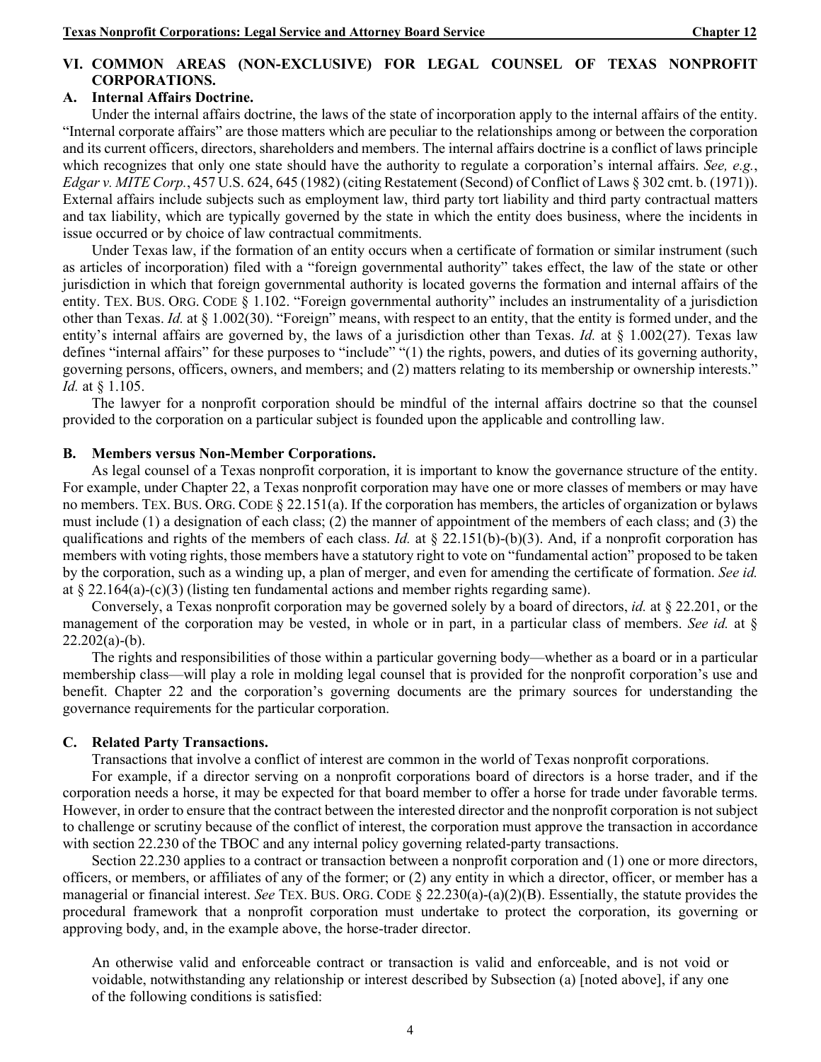## VI. COMMON AREAS (NON-EXCLUSIVE) FOR LEGAL COUNSEL OF TEXAS NONPROFIT CORPORATIONS.

### A. Internal Affairs Doctrine.

Under the internal affairs doctrine, the laws of the state of incorporation apply to the internal affairs of the entity. "Internal corporate affairs" are those matters which are peculiar to the relationships among or between the corporation and its current officers, directors, shareholders and members. The internal affairs doctrine is a conflict of laws principle which recognizes that only one state should have the authority to regulate a corporation's internal affairs. *See, e.g.*, *Edgar v. MITE Corp.*, 457 U.S. 624, 645 (1982) (citing Restatement (Second) of Conflict of Laws § 302 cmt. b. (1971)). External affairs include subjects such as employment law, third party tort liability and third party contractual matters and tax liability, which are typically governed by the state in which the entity does business, where the incidents in issue occurred or by choice of law contractual commitments.

Under Texas law, if the formation of an entity occurs when a certificate of formation or similar instrument (such as articles of incorporation) filed with a "foreign governmental authority" takes effect, the law of the state or other jurisdiction in which that foreign governmental authority is located governs the formation and internal affairs of the entity. TEX. BUS. ORG. CODE § 1.102. "Foreign governmental authority" includes an instrumentality of a jurisdiction other than Texas. *Id.* at § 1.002(30). "Foreign" means, with respect to an entity, that the entity is formed under, and the entity's internal affairs are governed by, the laws of a jurisdiction other than Texas. *Id.* at § 1.002(27). Texas law defines "internal affairs" for these purposes to "include" "(1) the rights, powers, and duties of its governing authority, governing persons, officers, owners, and members; and (2) matters relating to its membership or ownership interests." *Id.* at § 1.105.

The lawyer for a nonprofit corporation should be mindful of the internal affairs doctrine so that the counsel provided to the corporation on a particular subject is founded upon the applicable and controlling law.

### B. Members versus Non-Member Corporations.

As legal counsel of a Texas nonprofit corporation, it is important to know the governance structure of the entity. For example, under Chapter 22, a Texas nonprofit corporation may have one or more classes of members or may have no members. TEX. BUS. ORG. CODE § 22.151(a). If the corporation has members, the articles of organization or bylaws must include (1) a designation of each class; (2) the manner of appointment of the members of each class; and (3) the qualifications and rights of the members of each class. *Id.* at § 22.151(b)-(b)(3). And, if a nonprofit corporation has members with voting rights, those members have a statutory right to vote on "fundamental action" proposed to be taken by the corporation, such as a winding up, a plan of merger, and even for amending the certificate of formation. *See id.* at § 22.164(a)-(c)(3) (listing ten fundamental actions and member rights regarding same).

Conversely, a Texas nonprofit corporation may be governed solely by a board of directors, *id.* at § 22.201, or the management of the corporation may be vested, in whole or in part, in a particular class of members. *See id.* at § 22.202(a)-(b).

The rights and responsibilities of those within a particular governing body—whether as a board or in a particular membership class—will play a role in molding legal counsel that is provided for the nonprofit corporation's use and benefit. Chapter 22 and the corporation's governing documents are the primary sources for understanding the governance requirements for the particular corporation.

### C. Related Party Transactions.

Transactions that involve a conflict of interest are common in the world of Texas nonprofit corporations.

For example, if a director serving on a nonprofit corporations board of directors is a horse trader, and if the corporation needs a horse, it may be expected for that board member to offer a horse for trade under favorable terms. However, in order to ensure that the contract between the interested director and the nonprofit corporation is not subject to challenge or scrutiny because of the conflict of interest, the corporation must approve the transaction in accordance with section 22.230 of the TBOC and any internal policy governing related-party transactions.

Section 22.230 applies to a contract or transaction between a nonprofit corporation and (1) one or more directors, officers, or members, or affiliates of any of the former; or (2) any entity in which a director, officer, or member has a managerial or financial interest. *See* TEX. BUS. ORG. CODE § 22.230(a)-(a)(2)(B). Essentially, the statute provides the procedural framework that a nonprofit corporation must undertake to protect the corporation, its governing or approving body, and, in the example above, the horse-trader director.

> An otherwise valid and enforceable contract or transaction is valid and enforceable, and is not void or voidable, notwithstanding any relationship or interest described by Subsection (a) [noted above], if any one of the following conditions is satisfied: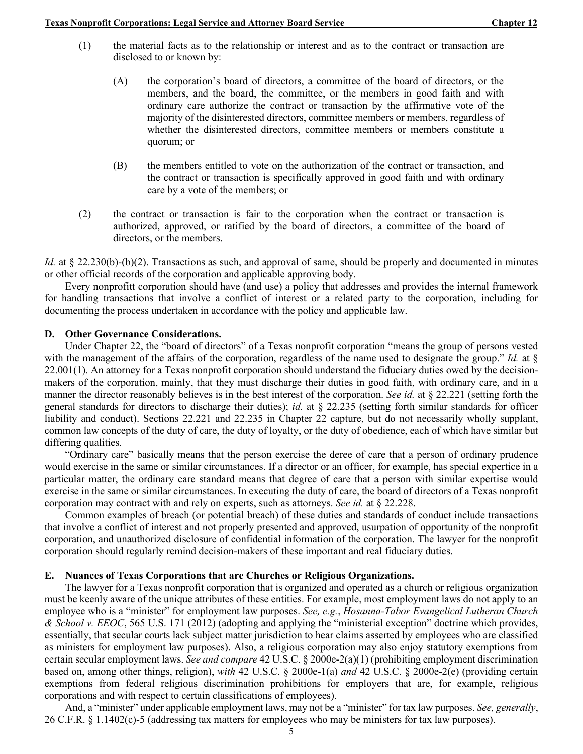(1) the material facts as to the relationship or interest and as to the contract or transaction are disclosed to or known by:

(A) the corporation's board of directors, a committee of the board of directors, or the members, and the board, the committee, or the members in good faith and with ordinary care authorize the contract or transaction by the affirmative vote of the majority of the disinterested directors, committee members or members, regardless of whether the disinterested directors, committee members or members constitute a quorum; or

(B) the members entitled to vote on the authorization of the contract or transaction, and the contract or transaction is specifically approved in good faith and with ordinary care by a vote of the members; or

(2) the contract or transaction is fair to the corporation when the contract or transaction is authorized, approved, or ratified by the board of directors, a committee of the board of directors, or the members.

*Id.* at § 22.230(b)-(b)(2). Transactions as such, and approval of same, should be properly and documented in minutes or other official records of the corporation and applicable approving body.

Every nonprofitt corporation should have (and use) a policy that addresses and provides the internal framework for handling transactions that involve a conflict of interest or a related party to the corporation, including for documenting the process undertaken in accordance with the policy and applicable law.

### D. Other Governance Considerations.

Under Chapter 22, the "board of directors" of a Texas nonprofit corporation "means the group of persons vested with the management of the affairs of the corporation, regardless of the name used to designate the group." *Id.* at § 22.001(1). An attorney for a Texas nonprofit corporation should understand the fiduciary duties owed by the decision-makers of the corporation, mainly, that they must discharge their duties in good faith, with ordinary care, and in a manner the director reasonably believes is in the best interest of the corporation. *See id.* at § 22.221 (setting forth the general standards for directors to discharge their duties); *id.* at § 22.235 (setting forth similar standards for officer liability and conduct). Sections 22.221 and 22.235 in Chapter 22 capture, but do not necessarily wholly supplant, common law concepts of the duty of care, the duty of loyalty, or the duty of obedience, each of which have similar but differing qualities.

"Ordinary care" basically means that the person exercise the deree of care that a person of ordinary prudence would exercise in the same or similar circumstances. If a director or an officer, for example, has special expertice in a particular matter, the ordinary care standard means that degree of care that a person with similar expertise would exercise in the same or similar circumstances. In executing the duty of care, the board of directors of a Texas nonprofit corporation may contract with and rely on experts, such as attorneys. *See id.* at § 22.228.

Common examples of breach (or potential breach) of these duties and standards of conduct include transactions that involve a conflict of interest and not properly presented and approved, usurpation of opportunity of the nonprofit corporation, and unauthorized disclosure of confidential information of the corporation. The lawyer for the nonprofit corporation should regularly remind decision-makers of these important and real fiduciary duties.

### E. Nuances of Texas Corporations that are Churches or Religious Organizations.

The lawyer for a Texas nonprofit corporation that is organized and operated as a church or religious organization must be keenly aware of the unique attributes of these entities. For example, most employment laws do not apply to an employee who is a "minister" for employment law purposes. *See, e.g.*, *Hosanna-Tabor Evangelical Lutheran Church & School v. EEOC*, 565 U.S. 171 (2012) (adopting and applying the "ministerial exception" doctrine which provides, essentially, that secular courts lack subject matter jurisdiction to hear claims asserted by employees who are classified as ministers for employment law purposes). Also, a religious corporation may also enjoy statutory exemptions from certain secular employment laws. *See and compare* 42 U.S.C. § 2000e-2(a)(1) (prohibiting employment discrimination based on, among other things, religion), *with* 42 U.S.C. § 2000e-1(a) *and* 42 U.S.C. § 2000e-2(e) (providing certain exemptions from federal religious discrimination prohibitions for employers that are, for example, religious corporations and with respect to certain classifications of employees).

And, a "minister" under applicable employment laws, may not be a "minister" for tax law purposes. *See, generally*, 26 C.F.R. § 1.1402(c)-5 (addressing tax matters for employees who may be ministers for tax law purposes).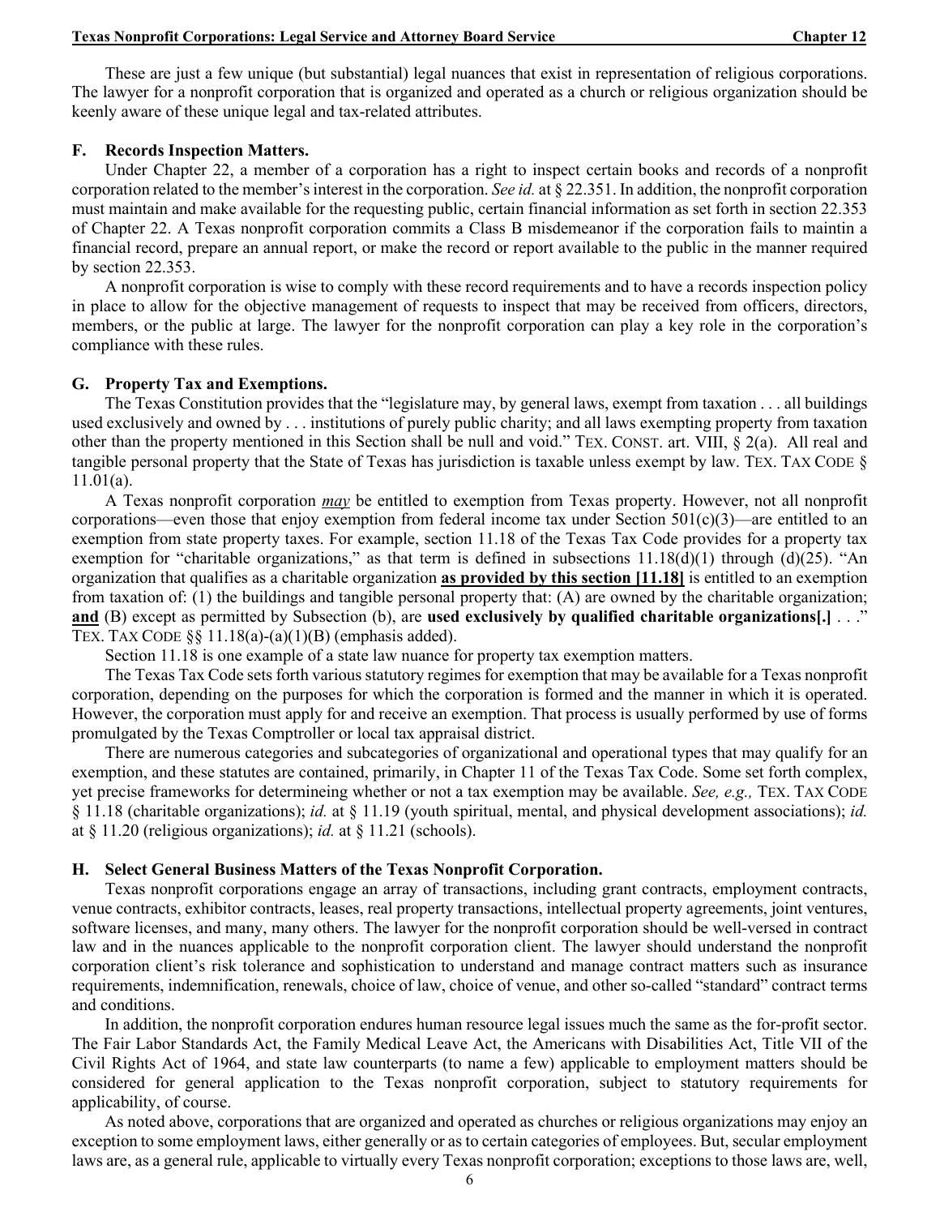These are just a few unique (but substantial) legal nuances that exist in representation of religious corporations. The lawyer for a nonprofit corporation that is organized and operated as a church or religious organization should be keenly aware of these unique legal and tax-related attributes.

### F. Records Inspection Matters.

Under Chapter 22, a member of a corporation has a right to inspect certain books and records of a nonprofit corporation related to the member's interest in the corporation. *See id.* at § 22.351. In addition, the nonprofit corporation must maintain and make available for the requesting public, certain financial information as set forth in section 22.353 of Chapter 22. A Texas nonprofit corporation commits a Class B misdemeanor if the corporation fails to maintin a financial record, prepare an annual report, or make the record or report available to the public in the manner required by section 22.353.

A nonprofit corporation is wise to comply with these record requirements and to have a records inspection policy in place to allow for the objective management of requests to inspect that may be received from officers, directors, members, or the public at large. The lawyer for the nonprofit corporation can play a key role in the corporation's compliance with these rules.

### G. Property Tax and Exemptions.

The Texas Constitution provides that the "legislature may, by general laws, exempt from taxation . . . all buildings used exclusively and owned by . . . institutions of purely public charity; and all laws exempting property from taxation other than the property mentioned in this Section shall be null and void." TEX. CONST. art. VIII, § 2(a). All real and tangible personal property that the State of Texas has jurisdiction is taxable unless exempt by law. TEX. TAX CODE § 11.01(a).

A Texas nonprofit corporation ***may*** be entitled to exemption from Texas property. However, not all nonprofit corporations—even those that enjoy exemption from federal income tax under Section 501(c)(3)—are entitled to an exemption from state property taxes. For example, section 11.18 of the Texas Tax Code provides for a property tax exemption for "charitable organizations," as that term is defined in subsections 11.18(d)(1) through (d)(25). "An organization that qualifies as a charitable organization **as provided by this section [11.18]** is entitled to an exemption from taxation of: (1) the buildings and tangible personal property that: (A) are owned by the charitable organization; **and** (B) except as permitted by Subsection (b), are **used exclusively by qualified charitable organizations[.]** . . ." TEX. TAX CODE §§ 11.18(a)-(a)(1)(B) (emphasis added).

Section 11.18 is one example of a state law nuance for property tax exemption matters.

The Texas Tax Code sets forth various statutory regimes for exemption that may be available for a Texas nonprofit corporation, depending on the purposes for which the corporation is formed and the manner in which it is operated. However, the corporation must apply for and receive an exemption. That process is usually performed by use of forms promulgated by the Texas Comptroller or local tax appraisal district.

There are numerous categories and subcategories of organizational and operational types that may qualify for an exemption, and these statutes are contained, primarily, in Chapter 11 of the Texas Tax Code. Some set forth complex, yet precise frameworks for determineing whether or not a tax exemption may be available. *See, e.g.,* TEX. TAX CODE § 11.18 (charitable organizations); *id.* at § 11.19 (youth spiritual, mental, and physical development associations); *id.* at § 11.20 (religious organizations); *id.* at § 11.21 (schools).

### H. Select General Business Matters of the Texas Nonprofit Corporation.

Texas nonprofit corporations engage an array of transactions, including grant contracts, employment contracts, venue contracts, exhibitor contracts, leases, real property transactions, intellectual property agreements, joint ventures, software licenses, and many, many others. The lawyer for the nonprofit corporation should be well-versed in contract law and in the nuances applicable to the nonprofit corporation client. The lawyer should understand the nonprofit corporation client's risk tolerance and sophistication to understand and manage contract matters such as insurance requirements, indemnification, renewals, choice of law, choice of venue, and other so-called "standard" contract terms and conditions.

In addition, the nonprofit corporation endures human resource legal issues much the same as the for-profit sector. The Fair Labor Standards Act, the Family Medical Leave Act, the Americans with Disabilities Act, Title VII of the Civil Rights Act of 1964, and state law counterparts (to name a few) applicable to employment matters should be considered for general application to the Texas nonprofit corporation, subject to statutory requirements for applicability, of course.

As noted above, corporations that are organized and operated as churches or religious organizations may enjoy an exception to some employment laws, either generally or as to certain categories of employees. But, secular employment laws are, as a general rule, applicable to virtually every Texas nonprofit corporation; exceptions to those laws are, well,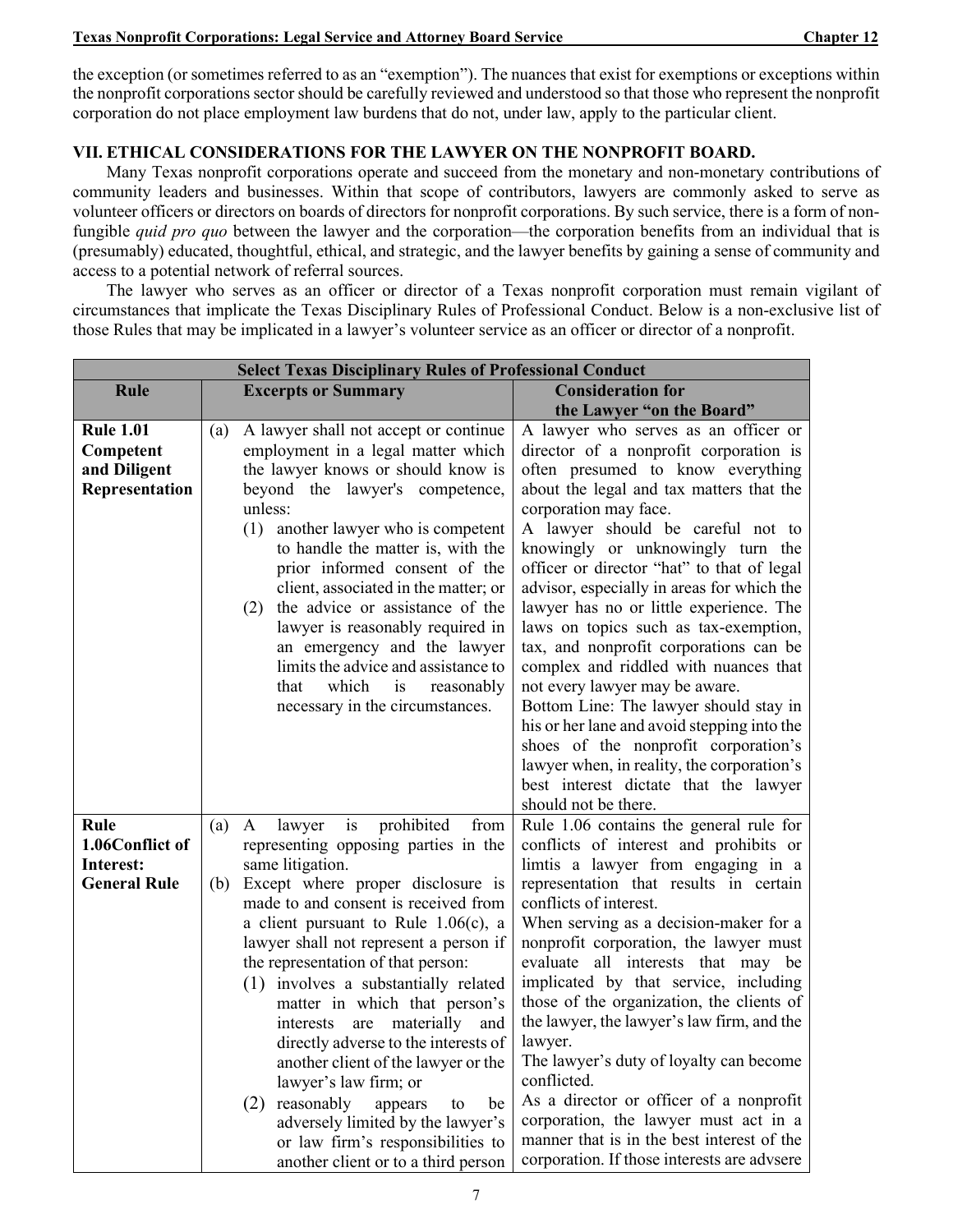the exception (or sometimes referred to as an "exemption"). The nuances that exist for exemptions or exceptions within the nonprofit corporations sector should be carefully reviewed and understood so that those who represent the nonprofit corporation do not place employment law burdens that do not, under law, apply to the particular client.

## VII. ETHICAL CONSIDERATIONS FOR THE LAWYER ON THE NONPROFIT BOARD.

Many Texas nonprofit corporations operate and succeed from the monetary and non-monetary contributions of community leaders and businesses. Within that scope of contributors, lawyers are commonly asked to serve as volunteer officers or directors on boards of directors for nonprofit corporations. By such service, there is a form of non-fungible *quid pro quo* between the lawyer and the corporation—the corporation benefits from an individual that is (presumably) educated, thoughtful, ethical, and strategic, and the lawyer benefits by gaining a sense of community and access to a potential network of referral sources.

The lawyer who serves as an officer or director of a Texas nonprofit corporation must remain vigilant of circumstances that implicate the Texas Disciplinary Rules of Professional Conduct. Below is a non-exclusive list of those Rules that may be implicated in a lawyer's volunteer service as an officer or director of a nonprofit.

| **Select Texas Disciplinary Rules of Professional Conduct** | | |
|---|---|---|
| **Rule** | **Excerpts or Summary** | **Consideration for the Lawyer "on the Board"** |
| **Rule 1.01 Competent and Diligent Representation** | (a) A lawyer shall not accept or continue employment in a legal matter which the lawyer knows or should know is beyond the lawyer's competence, unless: (1) another lawyer who is competent to handle the matter is, with the prior informed consent of the client, associated in the matter; or (2) the advice or assistance of the lawyer is reasonably required in an emergency and the lawyer limits the advice and assistance to that which is reasonably necessary in the circumstances. | A lawyer who serves as an officer or director of a nonprofit corporation is often presumed to know everything about the legal and tax matters that the corporation may face. A lawyer should be careful not to knowingly or unknowingly turn the officer or director "hat" to that of legal advisor, especially in areas for which the lawyer has no or little experience. The laws on topics such as tax-exemption, tax, and nonprofit corporations can be complex and riddled with nuances that not every lawyer may be aware. Bottom Line: The lawyer should stay in his or her lane and avoid stepping into the shoes of the nonprofit corporation's lawyer when, in reality, the corporation's best interest dictate that the lawyer should not be there. |
| **Rule 1.06Conflict of Interest: General Rule** | (a) A lawyer is prohibited from representing opposing parties in the same litigation. (b) Except where proper disclosure is made to and consent is received from a client pursuant to Rule 1.06(c), a lawyer shall not represent a person if the representation of that person: (1) involves a substantially related matter in which that person's interests are materially and directly adverse to the interests of another client of the lawyer or the lawyer's law firm; or (2) reasonably appears to be adversely limited by the lawyer's or law firm's responsibilities to another client or to a third person | Rule 1.06 contains the general rule for conflicts of interest and prohibits or limtis a lawyer from engaging in a representation that results in certain conflicts of interest. When serving as a decision-maker for a nonprofit corporation, the lawyer must evaluate all interests that may be implicated by that service, including those of the organization, the clients of the lawyer, the lawyer's law firm, and the lawyer. The lawyer's duty of loyalty can become conflicted. As a director or officer of a nonprofit corporation, the lawyer must act in a manner that is in the best interest of the corporation. If those interests are advsere |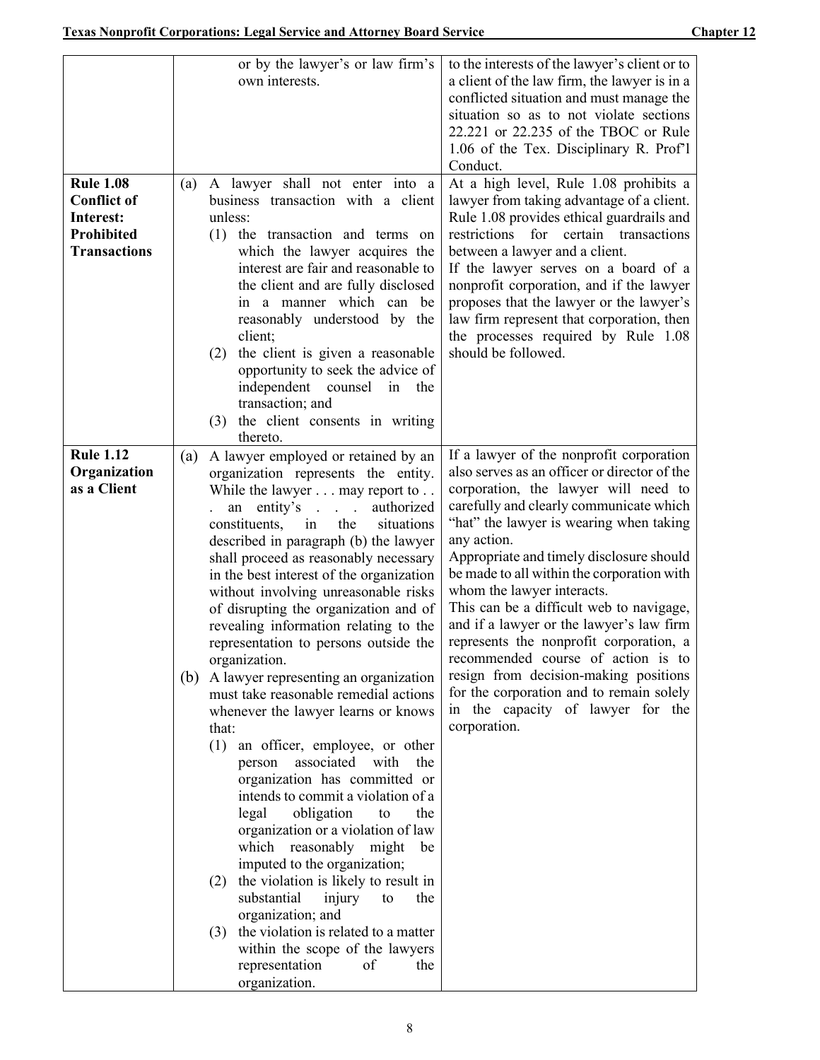| | | |
|---|---|---|
| | or by the lawyer's or law firm's own interests. | to the interests of the lawyer's client or to a client of the law firm, the lawyer is in a conflicted situation and must manage the situation so as to not violate sections 22.221 or 22.235 of the TBOC or Rule 1.06 of the Tex. Disciplinary R. Prof'l Conduct. |
| **Rule 1.08 Conflict of Interest: Prohibited Transactions** | (a) A lawyer shall not enter into a business transaction with a client unless:<br>(1) the transaction and terms on which the lawyer acquires the interest are fair and reasonable to the client and are fully disclosed in a manner which can be reasonably understood by the client;<br>(2) the client is given a reasonable opportunity to seek the advice of independent counsel in the transaction; and<br>(3) the client consents in writing thereto. | At a high level, Rule 1.08 prohibits a lawyer from taking advantage of a client. Rule 1.08 provides ethical guardrails and restrictions for certain transactions between a lawyer and a client.<br>If the lawyer serves on a board of a nonprofit corporation, and if the lawyer proposes that the lawyer or the lawyer's law firm represent that corporation, then the processes required by Rule 1.08 should be followed. |
| **Rule 1.12 Organization as a Client** | (a) A lawyer employed or retained by an organization represents the entity. While the lawyer . . . may report to . . . an entity's . . . authorized constituents, in the situations described in paragraph (b) the lawyer shall proceed as reasonably necessary in the best interest of the organization without involving unreasonable risks of disrupting the organization and of revealing information relating to the representation to persons outside the organization.<br>(b) A lawyer representing an organization must take reasonable remedial actions whenever the lawyer learns or knows that:<br>(1) an officer, employee, or other person associated with the organization has committed or intends to commit a violation of a legal obligation to the organization or a violation of law which reasonably might be imputed to the organization;<br>(2) the violation is likely to result in substantial injury to the organization; and<br>(3) the violation is related to a matter within the scope of the lawyers representation of the organization. | If a lawyer of the nonprofit corporation also serves as an officer or director of the corporation, the lawyer will need to carefully and clearly communicate which "hat" the lawyer is wearing when taking any action.<br>Appropriate and timely disclosure should be made to all within the corporation with whom the lawyer interacts.<br>This can be a difficult web to navigage, and if a lawyer or the lawyer's law firm represents the nonprofit corporation, a recommended course of action is to resign from decision-making positions for the corporation and to remain solely in the capacity of lawyer for the corporation. |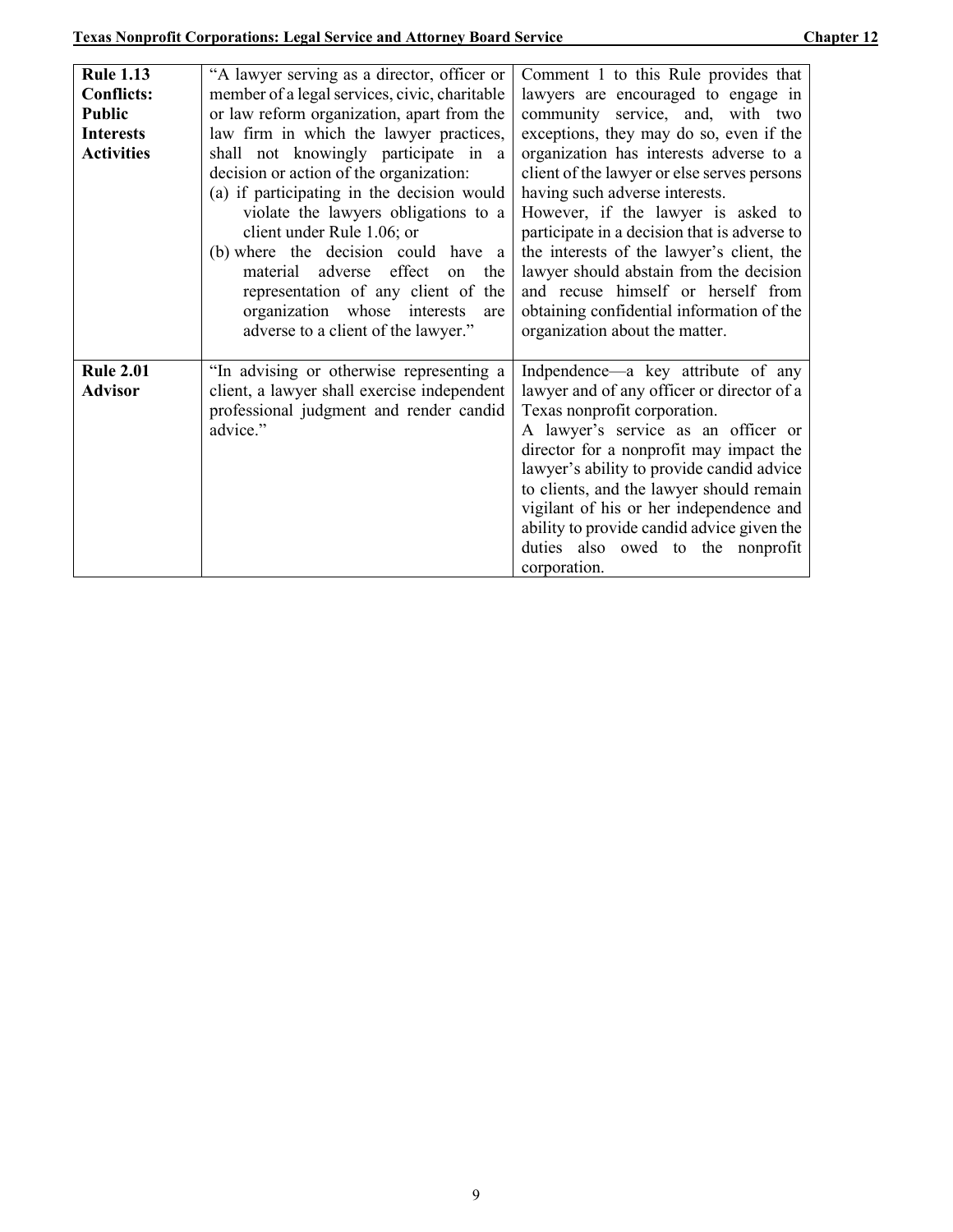| | | |
|---|---|---|
| **Rule 1.13 Conflicts: Public Interests Activities** | "A lawyer serving as a director, officer or member of a legal services, civic, charitable or law reform organization, apart from the law firm in which the lawyer practices, shall not knowingly participate in a decision or action of the organization:<br>(a) if participating in the decision would violate the lawyers obligations to a client under Rule 1.06; or<br>(b) where the decision could have a material adverse effect on the representation of any client of the organization whose interests are adverse to a client of the lawyer." | Comment 1 to this Rule provides that lawyers are encouraged to engage in community service, and, with two exceptions, they may do so, even if the organization has interests adverse to a client of the lawyer or else serves persons having such adverse interests.<br>However, if the lawyer is asked to participate in a decision that is adverse to the interests of the lawyer's client, the lawyer should abstain from the decision and recuse himself or herself from obtaining confidential information of the organization about the matter. |
| **Rule 2.01 Advisor** | "In advising or otherwise representing a client, a lawyer shall exercise independent professional judgment and render candid advice." | Indpendence—a key attribute of any lawyer and of any officer or director of a Texas nonprofit corporation.<br>A lawyer's service as an officer or director for a nonprofit may impact the lawyer's ability to provide candid advice to clients, and the lawyer should remain vigilant of his or her independence and ability to provide candid advice given the duties also owed to the nonprofit corporation. |